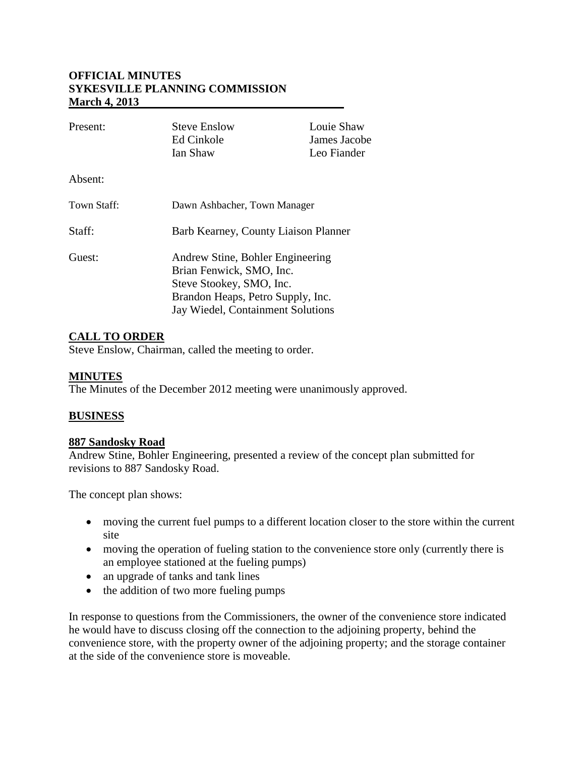**OFFICIAL MINUTES**
**SYKESVILLE PLANNING COMMISSION**
**March 4, 2013**

| | | |
|---|---|---|
| Present: | Steve Enslow | Louie Shaw |
| | Ed Cinkole | James Jacobe |
| | Ian Shaw | Leo Fiander |
| Absent: | | |
| Town Staff: | Dawn Ashbacher, Town Manager | |
| Staff: | Barb Kearney, County Liaison Planner | |
| Guest: | Andrew Stine, Bohler Engineering | |
| | Brian Fenwick, SMO, Inc. | |
| | Steve Stookey, SMO, Inc. | |
| | Brandon Heaps, Petro Supply, Inc. | |
| | Jay Wiedel, Containment Solutions | |

## CALL TO ORDER

Steve Enslow, Chairman, called the meeting to order.

## MINUTES

The Minutes of the December 2012 meeting were unanimously approved.

## BUSINESS

### 887 Sandosky Road

Andrew Stine, Bohler Engineering, presented a review of the concept plan submitted for revisions to 887 Sandosky Road.

The concept plan shows:

- moving the current fuel pumps to a different location closer to the store within the current site
- moving the operation of fueling station to the convenience store only (currently there is an employee stationed at the fueling pumps)
- an upgrade of tanks and tank lines
- the addition of two more fueling pumps

In response to questions from the Commissioners, the owner of the convenience store indicated he would have to discuss closing off the connection to the adjoining property, behind the convenience store, with the property owner of the adjoining property; and the storage container at the side of the convenience store is moveable.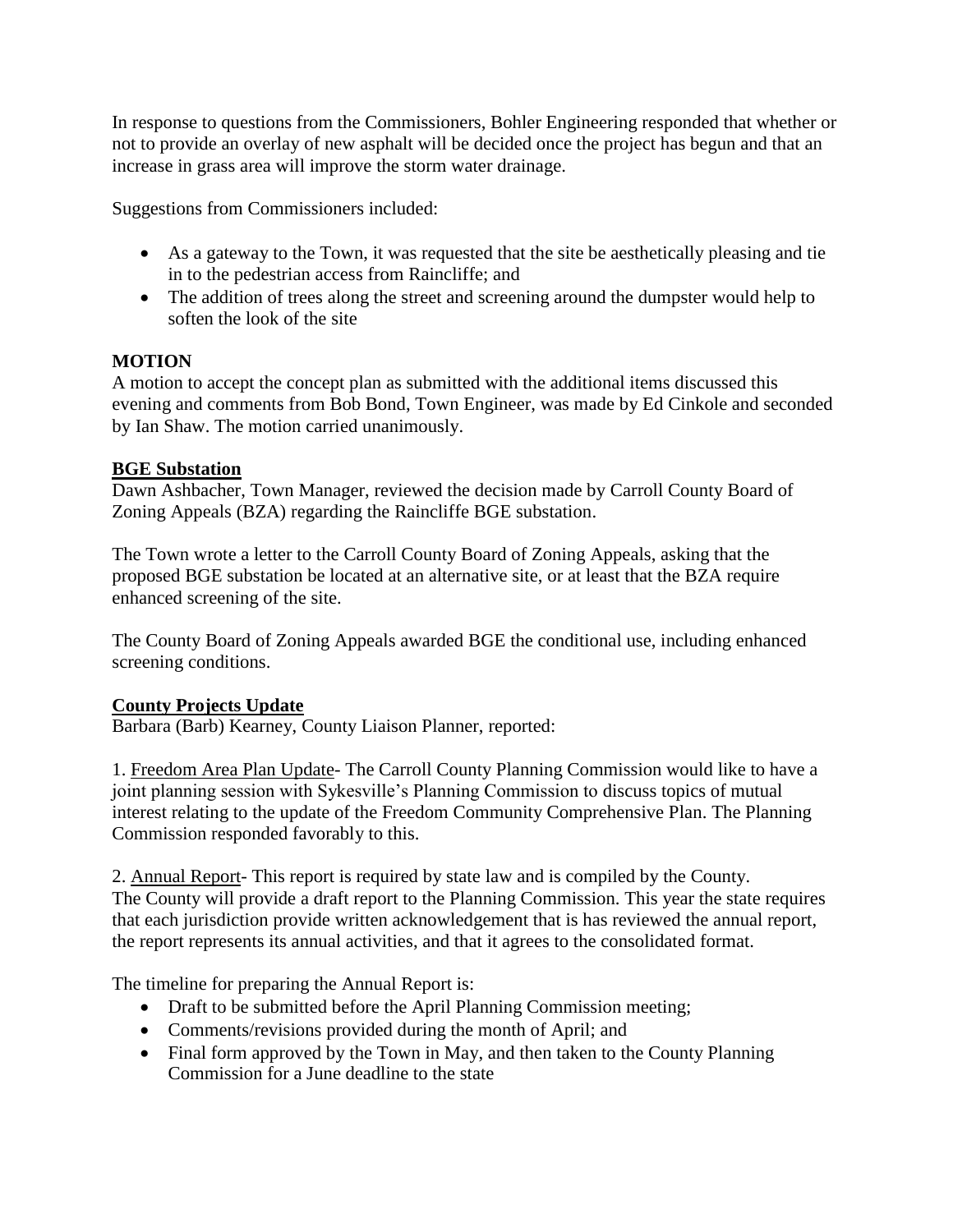In response to questions from the Commissioners, Bohler Engineering responded that whether or not to provide an overlay of new asphalt will be decided once the project has begun and that an increase in grass area will improve the storm water drainage.

Suggestions from Commissioners included:

- As a gateway to the Town, it was requested that the site be aesthetically pleasing and tie in to the pedestrian access from Raincliffe; and
- The addition of trees along the street and screening around the dumpster would help to soften the look of the site

**MOTION**
A motion to accept the concept plan as submitted with the additional items discussed this evening and comments from Bob Bond, Town Engineer, was made by Ed Cinkole and seconded by Ian Shaw. The motion carried unanimously.

**<u>BGE Substation</u>**
Dawn Ashbacher, Town Manager, reviewed the decision made by Carroll County Board of Zoning Appeals (BZA) regarding the Raincliffe BGE substation.

The Town wrote a letter to the Carroll County Board of Zoning Appeals, asking that the proposed BGE substation be located at an alternative site, or at least that the BZA require enhanced screening of the site.

The County Board of Zoning Appeals awarded BGE the conditional use, including enhanced screening conditions.

**<u>County Projects Update</u>**
Barbara (Barb) Kearney, County Liaison Planner, reported:

1. <u>Freedom Area Plan Update</u>- The Carroll County Planning Commission would like to have a joint planning session with Sykesville's Planning Commission to discuss topics of mutual interest relating to the update of the Freedom Community Comprehensive Plan. The Planning Commission responded favorably to this.

2. <u>Annual Report</u>- This report is required by state law and is compiled by the County. The County will provide a draft report to the Planning Commission. This year the state requires that each jurisdiction provide written acknowledgement that is has reviewed the annual report, the report represents its annual activities, and that it agrees to the consolidated format.

The timeline for preparing the Annual Report is:

- Draft to be submitted before the April Planning Commission meeting;
- Comments/revisions provided during the month of April; and
- Final form approved by the Town in May, and then taken to the County Planning Commission for a June deadline to the state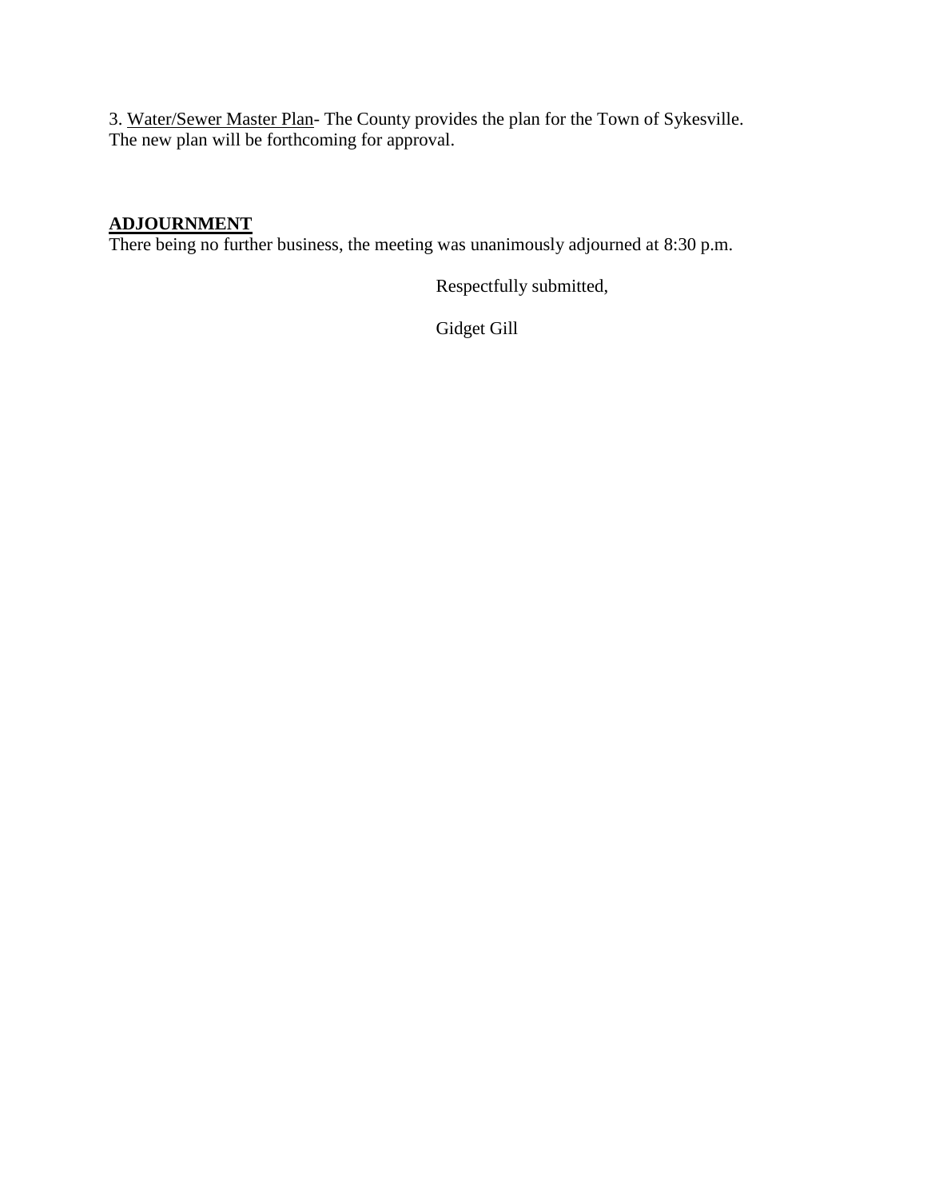3. <u>Water/Sewer Master Plan</u>- The County provides the plan for the Town of Sykesville. The new plan will be forthcoming for approval.

## **<u>ADJOURNMENT</u>**

There being no further business, the meeting was unanimously adjourned at 8:30 p.m.

Respectfully submitted,

Gidget Gill